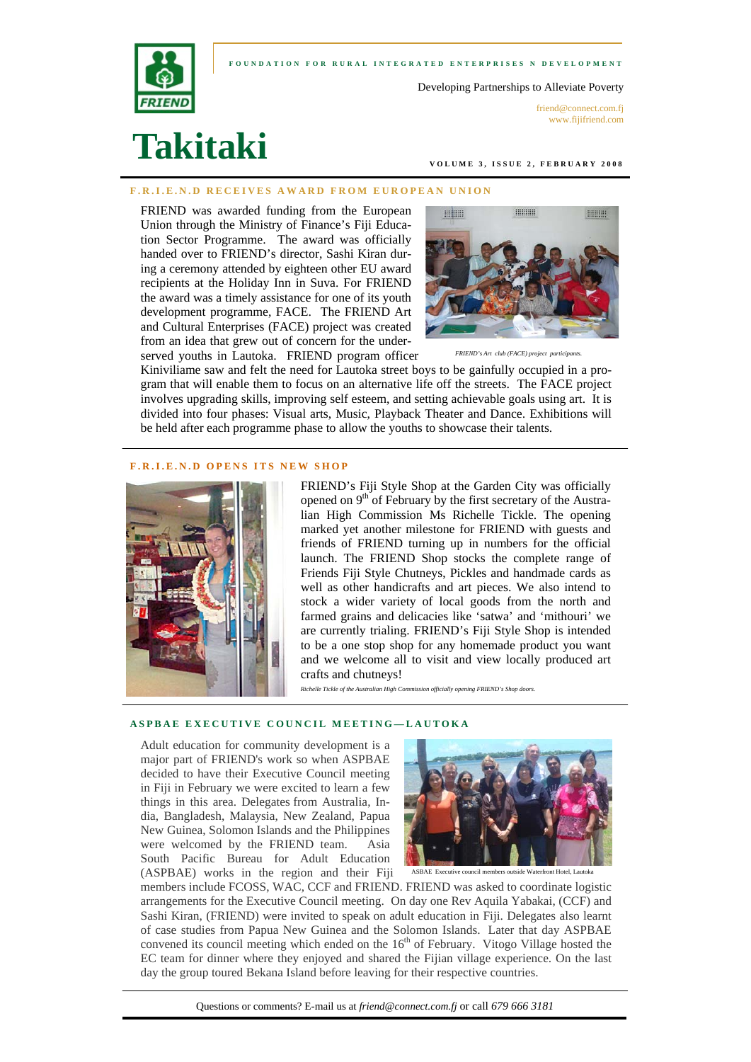FOUNDATION FOR RURAL INTEGRATED ENTERPRISES N DEVELOPMENT

Developing Partnerships to Alleviate Poverty

friend@connect.com.fj
www.fijifriend.com

# Takitaki

VOLUME 3, ISSUE 2, FEBRUARY 2008

## F.R.I.E.N.D RECEIVES AWARD FROM EUROPEAN UNION

FRIEND was awarded funding from the European Union through the Ministry of Finance's Fiji Education Sector Programme. The award was officially handed over to FRIEND's director, Sashi Kiran during a ceremony attended by eighteen other EU award recipients at the Holiday Inn in Suva. For FRIEND the award was a timely assistance for one of its youth development programme, FACE. The FRIEND Art and Cultural Enterprises (FACE) project was created from an idea that grew out of concern for the under-served youths in Lautoka. FRIEND program officer Kiniviliame saw and felt the need for Lautoka street boys to be gainfully occupied in a program that will enable them to focus on an alternative life off the streets. The FACE project involves upgrading skills, improving self esteem, and setting achievable goals using art. It is divided into four phases: Visual arts, Music, Playback Theater and Dance. Exhibitions will be held after each programme phase to allow the youths to showcase their talents.

*FRIEND's Art club (FACE) project participants.*

## F.R.I.E.N.D OPENS ITS NEW SHOP

FRIEND's Fiji Style Shop at the Garden City was officially opened on 9th of February by the first secretary of the Australian High Commission Ms Richelle Tickle. The opening marked yet another milestone for FRIEND with guests and friends of FRIEND turning up in numbers for the official launch. The FRIEND Shop stocks the complete range of Friends Fiji Style Chutneys, Pickles and handmade cards as well as other handicrafts and art pieces. We also intend to stock a wider variety of local goods from the north and farmed grains and delicacies like 'satwa' and 'mithouri' we are currently trialing. FRIEND's Fiji Style Shop is intended to be a one stop shop for any homemade product you want and we welcome all to visit and view locally produced art crafts and chutneys!

*Richelle Tickle of the Australian High Commission officially opening FRIEND's Shop doors.*

## ASPBAE EXECUTIVE COUNCIL MEETING—LAUTOKA

Adult education for community development is a major part of FRIEND's work so when ASPBAE decided to have their Executive Council meeting in Fiji in February we were excited to learn a few things in this area. Delegates from Australia, India, Bangladesh, Malaysia, New Zealand, Papua New Guinea, Solomon Islands and the Philippines were welcomed by the FRIEND team. Asia South Pacific Bureau for Adult Education (ASPBAE) works in the region and their Fiji members include FCOSS, WAC, CCF and FRIEND. FRIEND was asked to coordinate logistic arrangements for the Executive Council meeting. On day one Rev Aquila Yabakai, (CCF) and Sashi Kiran, (FRIEND) were invited to speak on adult education in Fiji. Delegates also learnt of case studies from Papua New Guinea and the Solomon Islands. Later that day ASPBAE convened its council meeting which ended on the 16th of February. Vitogo Village hosted the EC team for dinner where they enjoyed and shared the Fijian village experience. On the last day the group toured Bekana Island before leaving for their respective countries.

ASPBAE Executive council members outside Waterfront Hotel, Lautoka

Questions or comments? E-mail us at *friend@connect.com.fj* or call *679 666 3181*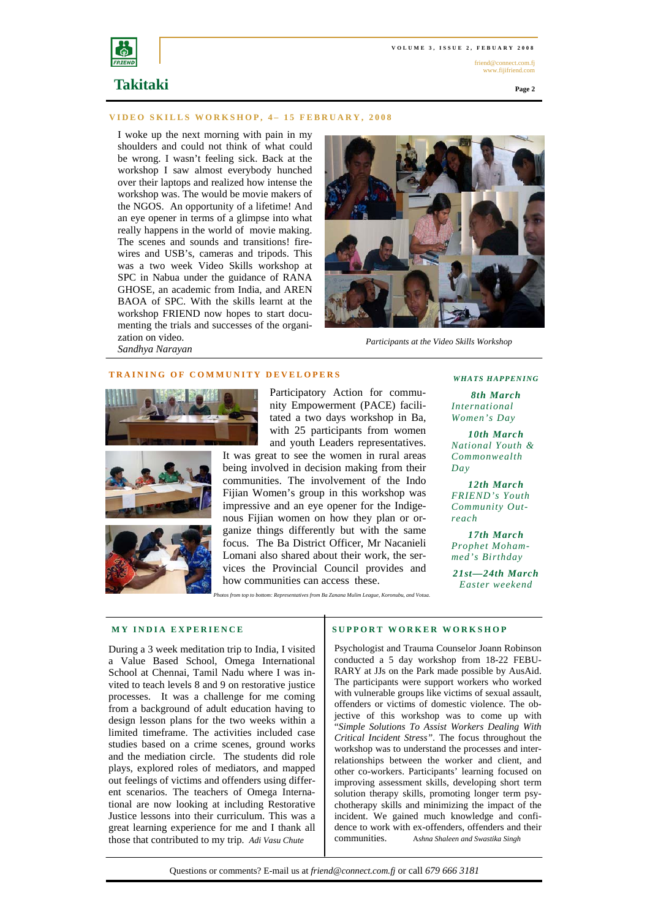## VIDEO SKILLS WORKSHOP, 4– 15 FEBRUARY, 2008

I woke up the next morning with pain in my shoulders and could not think of what could be wrong. I wasn't feeling sick. Back at the workshop I saw almost everybody hunched over their laptops and realized how intense the workshop was. The would be movie makers of the NGOS. An opportunity of a lifetime! And an eye opener in terms of a glimpse into what really happens in the world of movie making. The scenes and sounds and transitions! firewires and USB's, cameras and tripods. This was a two week Video Skills workshop at SPC in Nabua under the guidance of RANA GHOSE, an academic from India, and AREN BAOA of SPC. With the skills learnt at the workshop FRIEND now hopes to start documenting the trials and successes of the organization on video.

*Sandhya Narayan*

*Participants at the Video Skills Workshop*

## TRAINING OF COMMUNITY DEVELOPERS

Participatory Action for community Empowerment (PACE) facilitated a two days workshop in Ba, with 25 participants from women and youth Leaders representatives. It was great to see the women in rural areas being involved in decision making from their communities. The involvement of the Indo Fijian Women's group in this workshop was impressive and an eye opener for the Indigenous Fijian women on how they plan or organize things differently but with the same focus. The Ba District Officer, Mr Nacanieli Lomani also shared about their work, the services the Provincial Council provides and how communities can access these.

*Photos from top to bottom: Representatives from Ba Zanana Mulim League, Koronubu, and Votua.*

### WHATS HAPPENING

***8th March***
*International Women's Day*

***10th March***
*National Youth & Commonwealth Day*

***12th March***
*FRIEND's Youth Community Outreach*

***17th March***
*Prophet Mohammed's Birthday*

***21st—24th March***
*Easter weekend*

## MY INDIA EXPERIENCE

During a 3 week meditation trip to India, I visited a Value Based School, Omega International School at Chennai, Tamil Nadu where I was invited to teach levels 8 and 9 on restorative justice processes. It was a challenge for me coming from a background of adult education having to design lesson plans for the two weeks within a limited timeframe. The activities included case studies based on a crime scenes, ground works and the mediation circle. The students did role plays, explored roles of mediators, and mapped out feelings of victims and offenders using different scenarios. The teachers of Omega International are now looking at including Restorative Justice lessons into their curriculum. This was a great learning experience for me and I thank all those that contributed to my trip. *Adi Vasu Chute*

## SUPPORT WORKER WORKSHOP

Psychologist and Trauma Counselor Joann Robinson conducted a 5 day workshop from 18-22 FEBURARY at JJs on the Park made possible by AusAid. The participants were support workers who worked with vulnerable groups like victims of sexual assault, offenders or victims of domestic violence. The objective of this workshop was to come up with "*Simple Solutions To Assist Workers Dealing With Critical Incident Stress*". The focus throughout the workshop was to understand the processes and interrelationships between the worker and client, and other co-workers. Participants' learning focused on improving assessment skills, developing short term solution therapy skills, promoting longer term psychotherapy skills and minimizing the impact of the incident. We gained much knowledge and confidence to work with ex-offenders, offenders and their communities. *Ashna Shaleen and Swastika Singh*

Questions or comments? E-mail us at *friend@connect.com.fj* or call *679 666 3181*